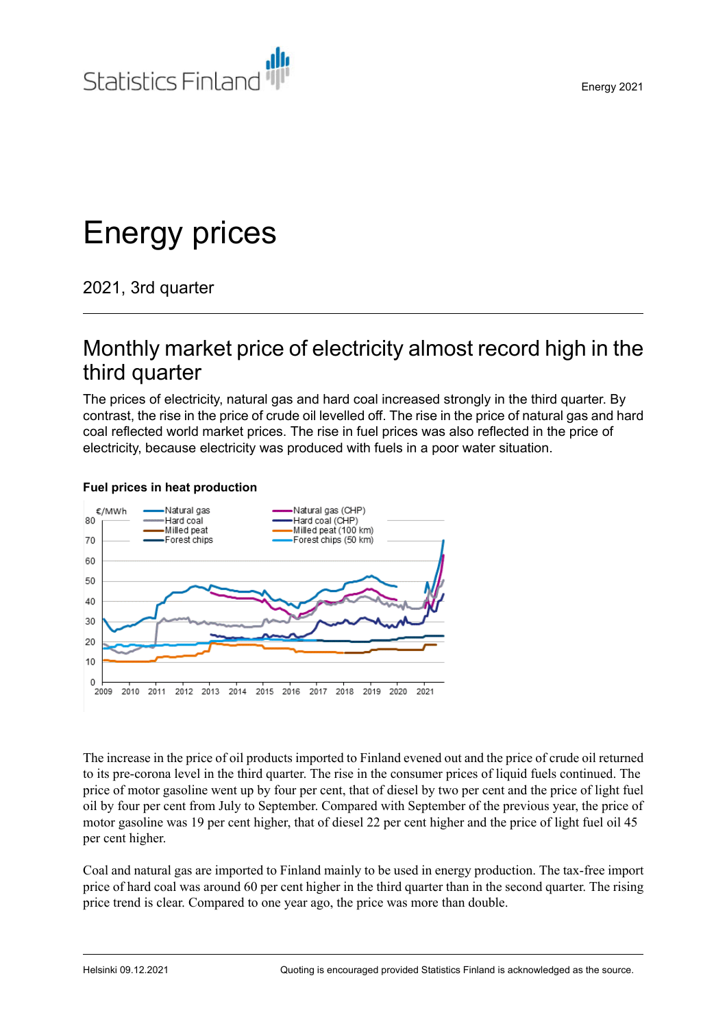Statistics Finland

Energy 2021

# Energy prices

2021, 3rd quarter

## Monthly market price of electricity almost record high in the third quarter

The prices of electricity, natural gas and hard coal increased strongly in the third quarter. By contrast, the rise in the price of crude oil levelled off. The rise in the price of natural gas and hard coal reflected world market prices. The rise in fuel prices was also reflected in the price of electricity, because electricity was produced with fuels in a poor water situation.

**Fuel prices in heat production**

€/MWh

Natural gas
Hard coal
Milled peat
Forest chips
Natural gas (CHP)
Hard coal (CHP)
Milled peat (100 km)
Forest chips (50 km)

80
70
60
50
40
30
20
10
0

2009 2010 2011 2012 2013 2014 2015 2016 2017 2018 2019 2020 2021

The increase in the price of oil products imported to Finland evened out and the price of crude oil returned to its pre-corona level in the third quarter. The rise in the consumer prices of liquid fuels continued. The price of motor gasoline went up by four per cent, that of diesel by two per cent and the price of light fuel oil by four per cent from July to September. Compared with September of the previous year, the price of motor gasoline was 19 per cent higher, that of diesel 22 per cent higher and the price of light fuel oil 45 per cent higher.

Coal and natural gas are imported to Finland mainly to be used in energy production. The tax-free import price of hard coal was around 60 per cent higher in the third quarter than in the second quarter. The rising price trend is clear. Compared to one year ago, the price was more than double.

Helsinki 09.12.2021

Quoting is encouraged provided Statistics Finland is acknowledged as the source.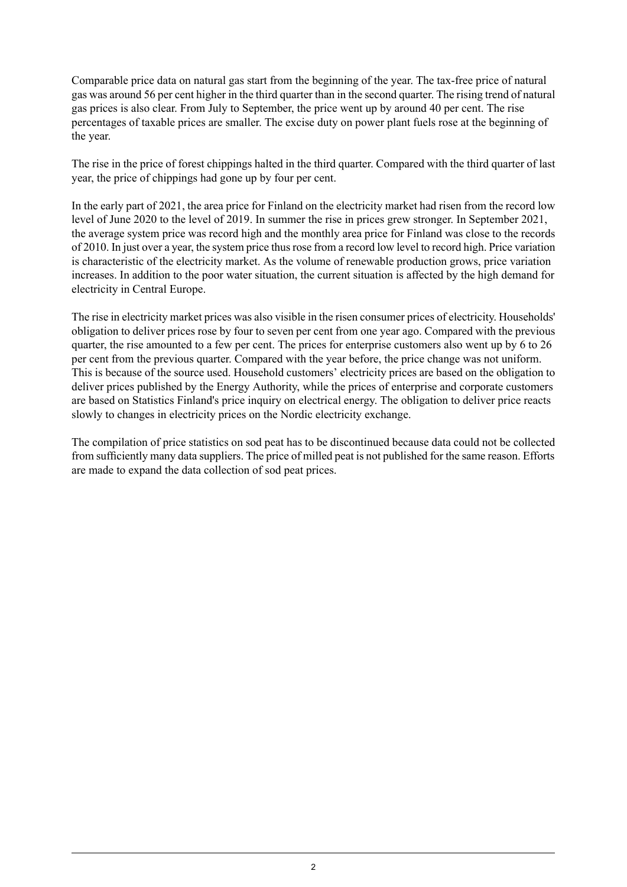Comparable price data on natural gas start from the beginning of the year. The tax-free price of natural gas was around 56 per cent higher in the third quarter than in the second quarter. The rising trend of natural gas prices is also clear. From July to September, the price went up by around 40 per cent. The rise percentages of taxable prices are smaller. The excise duty on power plant fuels rose at the beginning of the year.

The rise in the price of forest chippings halted in the third quarter. Compared with the third quarter of last year, the price of chippings had gone up by four per cent.

In the early part of 2021, the area price for Finland on the electricity market had risen from the record low level of June 2020 to the level of 2019. In summer the rise in prices grew stronger. In September 2021, the average system price was record high and the monthly area price for Finland was close to the records of 2010. In just over a year, the system price thus rose from a record low level to record high. Price variation is characteristic of the electricity market. As the volume of renewable production grows, price variation increases. In addition to the poor water situation, the current situation is affected by the high demand for electricity in Central Europe.

The rise in electricity market prices was also visible in the risen consumer prices of electricity. Households' obligation to deliver prices rose by four to seven per cent from one year ago. Compared with the previous quarter, the rise amounted to a few per cent. The prices for enterprise customers also went up by 6 to 26 per cent from the previous quarter. Compared with the year before, the price change was not uniform. This is because of the source used. Household customers' electricity prices are based on the obligation to deliver prices published by the Energy Authority, while the prices of enterprise and corporate customers are based on Statistics Finland's price inquiry on electrical energy. The obligation to deliver price reacts slowly to changes in electricity prices on the Nordic electricity exchange.

The compilation of price statistics on sod peat has to be discontinued because data could not be collected from sufficiently many data suppliers. The price of milled peat is not published for the same reason. Efforts are made to expand the data collection of sod peat prices.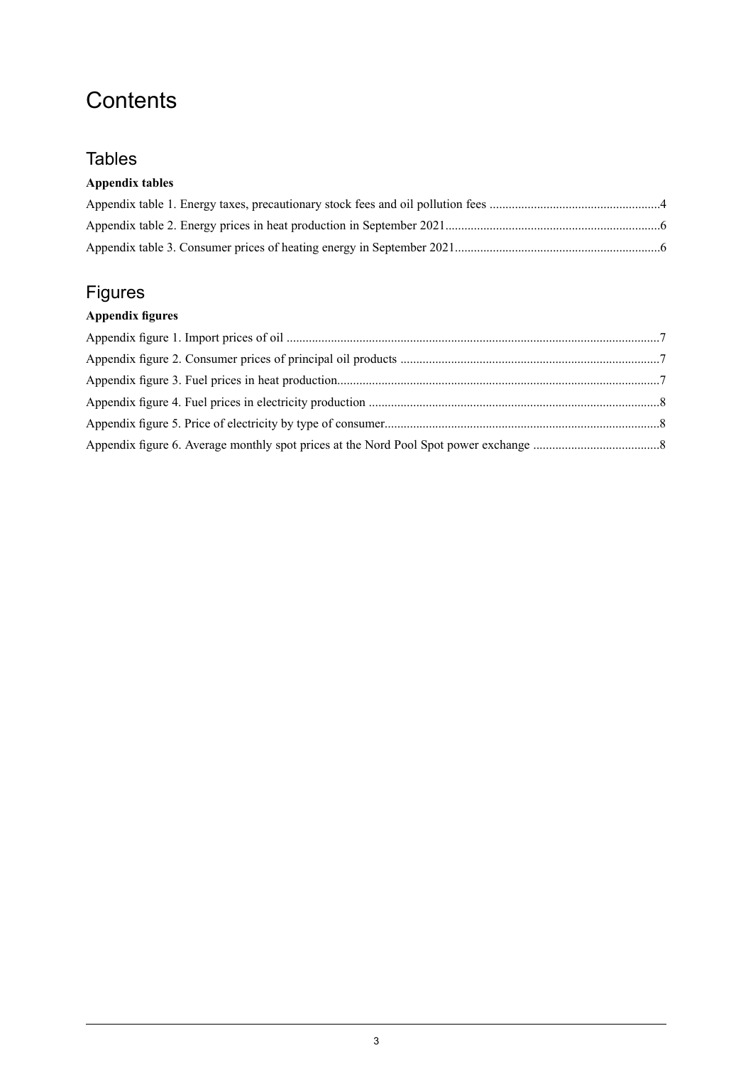# Contents

## Tables

**Appendix tables**

Appendix table 1. Energy taxes, precautionary stock fees and oil pollution fees .....................................................4

Appendix table 2. Energy prices in heat production in September 2021...................................................................6

Appendix table 3. Consumer prices of heating energy in September 2021................................................................6

## Figures

**Appendix figures**

Appendix figure 1. Import prices of oil .....................................................................................................................7

Appendix figure 2. Consumer prices of principal oil products .................................................................................7

Appendix figure 3. Fuel prices in heat production.....................................................................................................7

Appendix figure 4. Fuel prices in electricity production ...........................................................................................8

Appendix figure 5. Price of electricity by type of consumer......................................................................................8

Appendix figure 6. Average monthly spot prices at the Nord Pool Spot power exchange ........................................8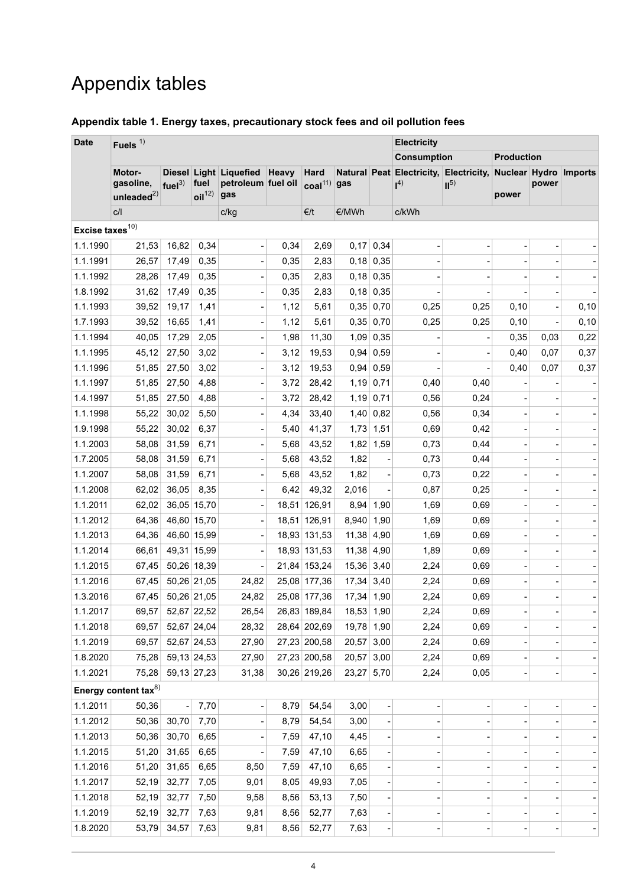# Appendix tables

### Appendix table 1. Energy taxes, precautionary stock fees and oil pollution fees

| Date | Fuels 1) | | | | | | | | Electricity | | | | |
|---|---|---|---|---|---|---|---|---|---|---|---|---|---|
| | | | | | | | | | Consumption | | Production | | |
| | Motor-gasoline, unleaded2) | Diesel fuel3) | Light fuel oil12) | Liquefied petroleum gas | Heavy fuel oil | Hard coal11) | Natural gas | Peat | Electricity, I4) | Electricity, II5) | Nuclear power | Hydro power | Imports |
| | c/l | | | c/kg | | €/t | €/MWh | | c/kWh | | | | |
| **Excise taxes**10) | | | | | | | | | | | | | |
| 1.1.1990 | 21,53 | 16,82 | 0,34 | - | 0,34 | 2,69 | 0,17 | 0,34 | - | - | - | - | - |
| 1.1.1991 | 26,57 | 17,49 | 0,35 | - | 0,35 | 2,83 | 0,18 | 0,35 | - | - | - | - | - |
| 1.1.1992 | 28,26 | 17,49 | 0,35 | - | 0,35 | 2,83 | 0,18 | 0,35 | - | - | - | - | - |
| 1.8.1992 | 31,62 | 17,49 | 0,35 | - | 0,35 | 2,83 | 0,18 | 0,35 | - | - | - | - | - |
| 1.1.1993 | 39,52 | 19,17 | 1,41 | - | 1,12 | 5,61 | 0,35 | 0,70 | 0,25 | 0,25 | 0,10 | - | 0,10 |
| 1.7.1993 | 39,52 | 16,65 | 1,41 | - | 1,12 | 5,61 | 0,35 | 0,70 | 0,25 | 0,25 | 0,10 | - | 0,10 |
| 1.1.1994 | 40,05 | 17,29 | 2,05 | - | 1,98 | 11,30 | 1,09 | 0,35 | - | - | 0,35 | 0,03 | 0,22 |
| 1.1.1995 | 45,12 | 27,50 | 3,02 | - | 3,12 | 19,53 | 0,94 | 0,59 | - | - | 0,40 | 0,07 | 0,37 |
| 1.1.1996 | 51,85 | 27,50 | 3,02 | - | 3,12 | 19,53 | 0,94 | 0,59 | - | - | 0,40 | 0,07 | 0,37 |
| 1.1.1997 | 51,85 | 27,50 | 4,88 | - | 3,72 | 28,42 | 1,19 | 0,71 | 0,40 | 0,40 | - | - | - |
| 1.4.1997 | 51,85 | 27,50 | 4,88 | - | 3,72 | 28,42 | 1,19 | 0,71 | 0,56 | 0,24 | - | - | - |
| 1.1.1998 | 55,22 | 30,02 | 5,50 | - | 4,34 | 33,40 | 1,40 | 0,82 | 0,56 | 0,34 | - | - | - |
| 1.9.1998 | 55,22 | 30,02 | 6,37 | - | 5,40 | 41,37 | 1,73 | 1,51 | 0,69 | 0,42 | - | - | - |
| 1.1.2003 | 58,08 | 31,59 | 6,71 | - | 5,68 | 43,52 | 1,82 | 1,59 | 0,73 | 0,44 | - | - | - |
| 1.7.2005 | 58,08 | 31,59 | 6,71 | - | 5,68 | 43,52 | 1,82 | - | 0,73 | 0,44 | - | - | - |
| 1.1.2007 | 58,08 | 31,59 | 6,71 | - | 5,68 | 43,52 | 1,82 | - | 0,73 | 0,22 | - | - | - |
| 1.1.2008 | 62,02 | 36,05 | 8,35 | - | 6,42 | 49,32 | 2,016 | - | 0,87 | 0,25 | - | - | - |
| 1.1.2011 | 62,02 | 36,05 | 15,70 | - | 18,51 | 126,91 | 8,94 | 1,90 | 1,69 | 0,69 | - | - | - |
| 1.1.2012 | 64,36 | 46,60 | 15,70 | - | 18,51 | 126,91 | 8,940 | 1,90 | 1,69 | 0,69 | - | - | - |
| 1.1.2013 | 64,36 | 46,60 | 15,99 | - | 18,93 | 131,53 | 11,38 | 4,90 | 1,69 | 0,69 | - | - | - |
| 1.1.2014 | 66,61 | 49,31 | 15,99 | - | 18,93 | 131,53 | 11,38 | 4,90 | 1,89 | 0,69 | - | - | - |
| 1.1.2015 | 67,45 | 50,26 | 18,39 | - | 21,84 | 153,24 | 15,36 | 3,40 | 2,24 | 0,69 | - | - | - |
| 1.1.2016 | 67,45 | 50,26 | 21,05 | 24,82 | 25,08 | 177,36 | 17,34 | 3,40 | 2,24 | 0,69 | - | - | - |
| 1.3.2016 | 67,45 | 50,26 | 21,05 | 24,82 | 25,08 | 177,36 | 17,34 | 1,90 | 2,24 | 0,69 | - | - | - |
| 1.1.2017 | 69,57 | 52,67 | 22,52 | 26,54 | 26,83 | 189,84 | 18,53 | 1,90 | 2,24 | 0,69 | - | - | - |
| 1.1.2018 | 69,57 | 52,67 | 24,04 | 28,32 | 28,64 | 202,69 | 19,78 | 1,90 | 2,24 | 0,69 | - | - | - |
| 1.1.2019 | 69,57 | 52,67 | 24,53 | 27,90 | 27,23 | 200,58 | 20,57 | 3,00 | 2,24 | 0,69 | - | - | - |
| 1.8.2020 | 75,28 | 59,13 | 24,53 | 27,90 | 27,23 | 200,58 | 20,57 | 3,00 | 2,24 | 0,69 | - | - | - |
| 1.1.2021 | 75,28 | 59,13 | 27,23 | 31,38 | 30,26 | 219,26 | 23,27 | 5,70 | 2,24 | 0,05 | - | - | - |
| **Energy content tax**8) | | | | | | | | | | | | | |
| 1.1.2011 | 50,36 | - | 7,70 | - | 8,79 | 54,54 | 3,00 | - | - | - | - | - | - |
| 1.1.2012 | 50,36 | 30,70 | 7,70 | - | 8,79 | 54,54 | 3,00 | - | - | - | - | - | - |
| 1.1.2013 | 50,36 | 30,70 | 6,65 | - | 7,59 | 47,10 | 4,45 | - | - | - | - | - | - |
| 1.1.2015 | 51,20 | 31,65 | 6,65 | - | 7,59 | 47,10 | 6,65 | - | - | - | - | - | - |
| 1.1.2016 | 51,20 | 31,65 | 6,65 | 8,50 | 7,59 | 47,10 | 6,65 | - | - | - | - | - | - |
| 1.1.2017 | 52,19 | 32,77 | 7,05 | 9,01 | 8,05 | 49,93 | 7,05 | - | - | - | - | - | - |
| 1.1.2018 | 52,19 | 32,77 | 7,50 | 9,58 | 8,56 | 53,13 | 7,50 | - | - | - | - | - | - |
| 1.1.2019 | 52,19 | 32,77 | 7,63 | 9,81 | 8,56 | 52,77 | 7,63 | - | - | - | - | - | - |
| 1.8.2020 | 53,79 | 34,57 | 7,63 | 9,81 | 8,56 | 52,77 | 7,63 | - | - | - | - | - | - |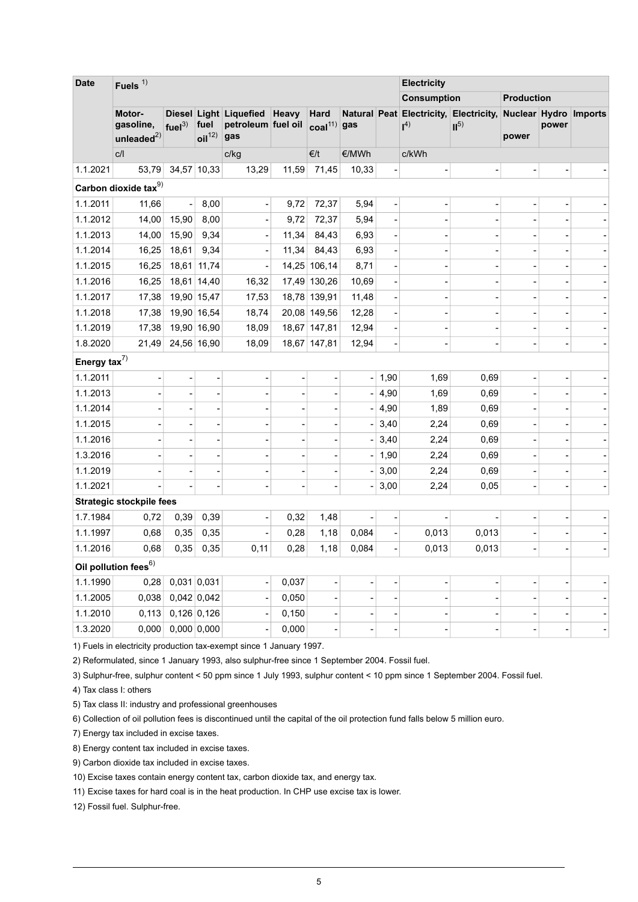| Date | Fuels 1) | | | | | | | | Electricity | | | | |
|---|---|---|---|---|---|---|---|---|---|---|---|---|---|
| | | | | | | | | | Consumption | | Production | | |
| | Motor-gasoline, unleaded[2] | Diesel fuel[3] | Light fuel oil[12] | Liquefied petroleum gas | Heavy fuel oil | Hard coal[11] | Natural gas | Peat | Electricity, I[4] | Electricity, II[5] | Nuclear power | Hydro power | Imports |
| | c/l | | | c/kg | | €/t | €/MWh | | c/kWh | | | | |
| 1.1.2021 | 53,79 | 34,57 | 10,33 | 13,29 | 11,59 | 71,45 | 10,33 | - | - | - | - | - | - |
| **Carbon dioxide tax**[9] | | | | | | | | | | | | | |
| 1.1.2011 | 11,66 | - | 8,00 | - | 9,72 | 72,37 | 5,94 | - | - | - | - | - | - |
| 1.1.2012 | 14,00 | 15,90 | 8,00 | - | 9,72 | 72,37 | 5,94 | - | - | - | - | - | - |
| 1.1.2013 | 14,00 | 15,90 | 9,34 | - | 11,34 | 84,43 | 6,93 | - | - | - | - | - | - |
| 1.1.2014 | 16,25 | 18,61 | 9,34 | - | 11,34 | 84,43 | 6,93 | - | - | - | - | - | - |
| 1.1.2015 | 16,25 | 18,61 | 11,74 | - | 14,25 | 106,14 | 8,71 | - | - | - | - | - | - |
| 1.1.2016 | 16,25 | 18,61 | 14,40 | 16,32 | 17,49 | 130,26 | 10,69 | - | - | - | - | - | - |
| 1.1.2017 | 17,38 | 19,90 | 15,47 | 17,53 | 18,78 | 139,91 | 11,48 | - | - | - | - | - | - |
| 1.1.2018 | 17,38 | 19,90 | 16,54 | 18,74 | 20,08 | 149,56 | 12,28 | - | - | - | - | - | - |
| 1.1.2019 | 17,38 | 19,90 | 16,90 | 18,09 | 18,67 | 147,81 | 12,94 | - | - | - | - | - | - |
| 1.8.2020 | 21,49 | 24,56 | 16,90 | 18,09 | 18,67 | 147,81 | 12,94 | - | - | - | - | - | - |
| **Energy tax**[7] | | | | | | | | | | | | | |
| 1.1.2011 | - | - | - | - | - | - | - | 1,90 | 1,69 | 0,69 | - | - | - |
| 1.1.2013 | - | - | - | - | - | - | - | 4,90 | 1,69 | 0,69 | - | - | - |
| 1.1.2014 | - | - | - | - | - | - | - | 4,90 | 1,89 | 0,69 | - | - | - |
| 1.1.2015 | - | - | - | - | - | - | - | 3,40 | 2,24 | 0,69 | - | - | - |
| 1.1.2016 | - | - | - | - | - | - | - | 3,40 | 2,24 | 0,69 | - | - | - |
| 1.3.2016 | - | - | - | - | - | - | - | 1,90 | 2,24 | 0,69 | - | - | - |
| 1.1.2019 | - | - | - | - | - | - | - | 3,00 | 2,24 | 0,69 | - | - | - |
| 1.1.2021 | - | - | - | - | - | - | - | 3,00 | 2,24 | 0,05 | - | - | - |
| **Strategic stockpile fees** | | | | | | | | | | | | | |
| 1.7.1984 | 0,72 | 0,39 | 0,39 | - | 0,32 | 1,48 | - | - | - | - | - | - | - |
| 1.1.1997 | 0,68 | 0,35 | 0,35 | - | 0,28 | 1,18 | 0,084 | - | 0,013 | 0,013 | - | - | - |
| 1.1.2016 | 0,68 | 0,35 | 0,35 | 0,11 | 0,28 | 1,18 | 0,084 | - | 0,013 | 0,013 | - | - | - |
| **Oil pollution fees**[6] | | | | | | | | | | | | | |
| 1.1.1990 | 0,28 | 0,031 | 0,031 | - | 0,037 | - | - | - | - | - | - | - | - |
| 1.1.2005 | 0,038 | 0,042 | 0,042 | - | 0,050 | - | - | - | - | - | - | - | - |
| 1.1.2010 | 0,113 | 0,126 | 0,126 | - | 0,150 | - | - | - | - | - | - | - | - |
| 1.3.2020 | 0,000 | 0,000 | 0,000 | - | 0,000 | - | - | - | - | - | - | - | - |

1) Fuels in electricity production tax-exempt since 1 January 1997.

2) Reformulated, since 1 January 1993, also sulphur-free since 1 September 2004. Fossil fuel.

3) Sulphur-free, sulphur content < 50 ppm since 1 July 1993, sulphur content < 10 ppm since 1 September 2004. Fossil fuel.

4) Tax class I: others

5) Tax class II: industry and professional greenhouses

6) Collection of oil pollution fees is discontinued until the capital of the oil protection fund falls below 5 million euro.

7) Energy tax included in excise taxes.

8) Energy content tax included in excise taxes.

9) Carbon dioxide tax included in excise taxes.

10) Excise taxes contain energy content tax, carbon dioxide tax, and energy tax.

11) Excise taxes for hard coal is in the heat production. In CHP use excise tax is lower.

12) Fossil fuel. Sulphur-free.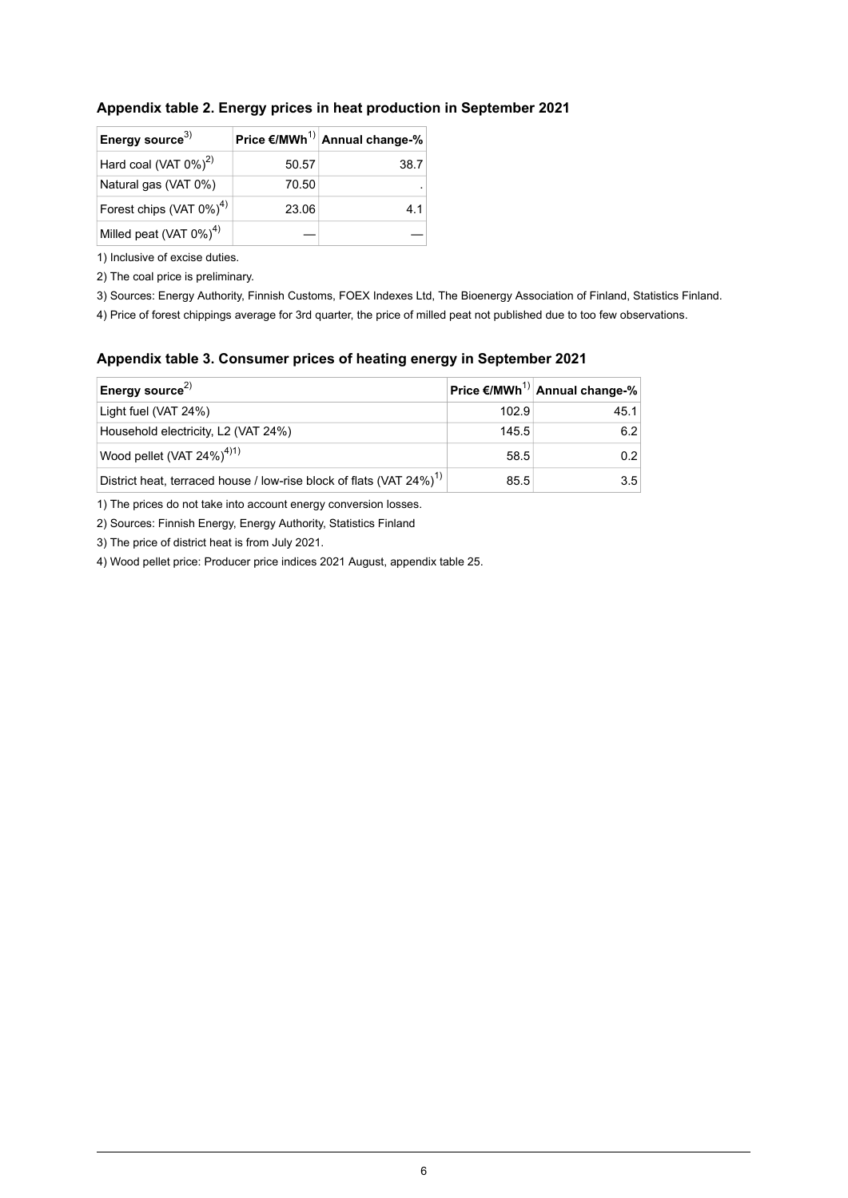### Appendix table 2. Energy prices in heat production in September 2021

| Energy source[3] | Price €/MWh[1] | Annual change-% |
|---|---|---|
| Hard coal (VAT 0%)[2] | 50.57 | 38.7 |
| Natural gas (VAT 0%) | 70.50 | . |
| Forest chips (VAT 0%)[4] | 23.06 | 4.1 |
| Milled peat (VAT 0%)[4] | — | — |

1) Inclusive of excise duties.

2) The coal price is preliminary.

3) Sources: Energy Authority, Finnish Customs, FOEX Indexes Ltd, The Bioenergy Association of Finland, Statistics Finland.

4) Price of forest chippings average for 3rd quarter, the price of milled peat not published due to too few observations.

### Appendix table 3. Consumer prices of heating energy in September 2021

| Energy source[2] | Price €/MWh[1] | Annual change-% |
|---|---|---|
| Light fuel (VAT 24%) | 102.9 | 45.1 |
| Household electricity, L2 (VAT 24%) | 145.5 | 6.2 |
| Wood pellet (VAT 24%)[4)1)] | 58.5 | 0.2 |
| District heat, terraced house / low-rise block of flats (VAT 24%)[1] | 85.5 | 3.5 |

1) The prices do not take into account energy conversion losses.

2) Sources: Finnish Energy, Energy Authority, Statistics Finland

3) The price of district heat is from July 2021.

4) Wood pellet price: Producer price indices 2021 August, appendix table 25.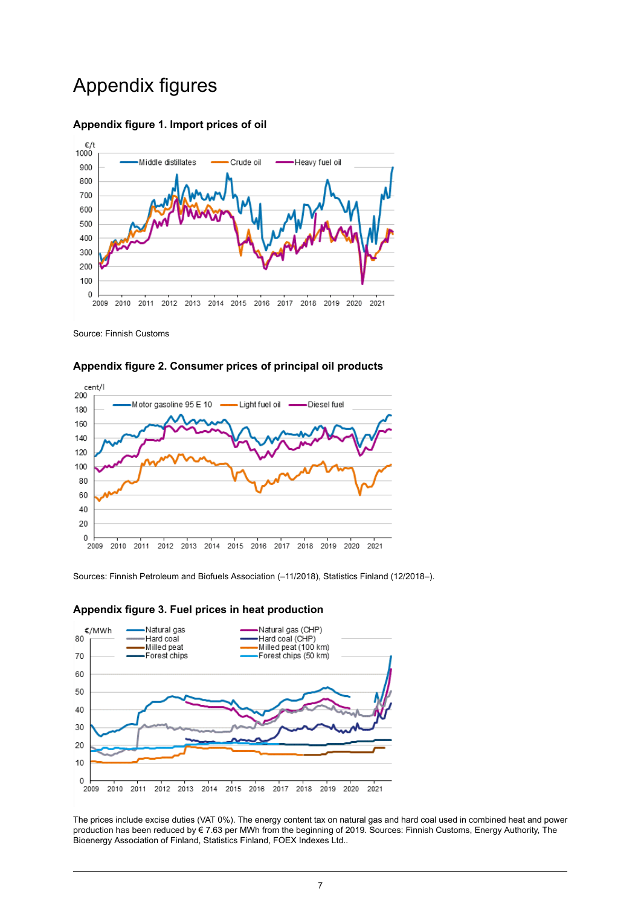# Appendix figures

**Appendix figure 1. Import prices of oil**

€/t
1000
900
800
700
600
500
400
300
200
100
0
2009 2010 2011 2012 2013 2014 2015 2016 2017 2018 2019 2020 2021

Middle distillates
Crude oil
Heavy fuel oil

Source: Finnish Customs

**Appendix figure 2. Consumer prices of principal oil products**

cent/l
200
180
160
140
120
100
80
60
40
20
0
2009 2010 2011 2012 2013 2014 2015 2016 2017 2018 2019 2020 2021

Motor gasoline 95 E 10
Light fuel oil
Diesel fuel

Sources: Finnish Petroleum and Biofuels Association (–11/2018), Statistics Finland (12/2018–).

**Appendix figure 3. Fuel prices in heat production**

€/MWh
80
70
60
50
40
30
20
10
0
2009 2010 2011 2012 2013 2014 2015 2016 2017 2018 2019 2020 2021

Natural gas
Hard coal
Milled peat
Forest chips
Natural gas (CHP)
Hard coal (CHP)
Milled peat (100 km)
Forest chips (50 km)

The prices include excise duties (VAT 0%). The energy content tax on natural gas and hard coal used in combined heat and power production has been reduced by € 7.63 per MWh from the beginning of 2019. Sources: Finnish Customs, Energy Authority, The Bioenergy Association of Finland, Statistics Finland, FOEX Indexes Ltd..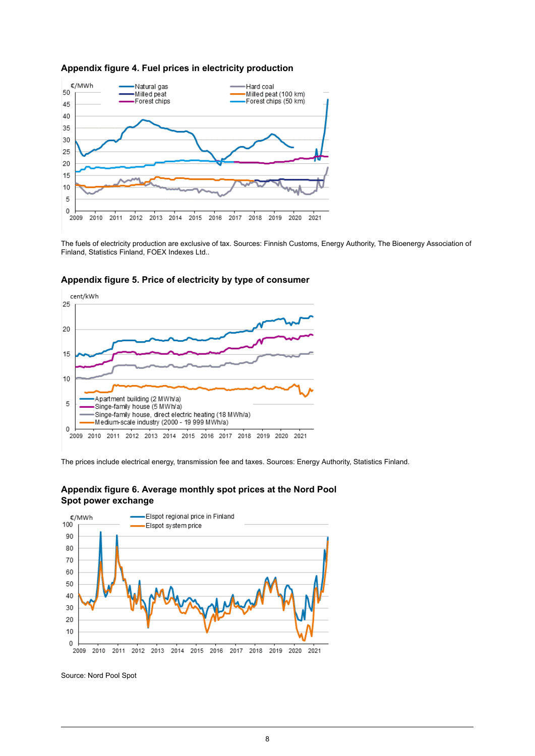### Appendix figure 4. Fuel prices in electricity production

The fuels of electricity production are exclusive of tax. Sources: Finnish Customs, Energy Authority, The Bioenergy Association of Finland, Statistics Finland, FOEX Indexes Ltd..

### Appendix figure 5. Price of electricity by type of consumer

The prices include electrical energy, transmission fee and taxes. Sources: Energy Authority, Statistics Finland.

### Appendix figure 6. Average monthly spot prices at the Nord Pool Spot power exchange

Source: Nord Pool Spot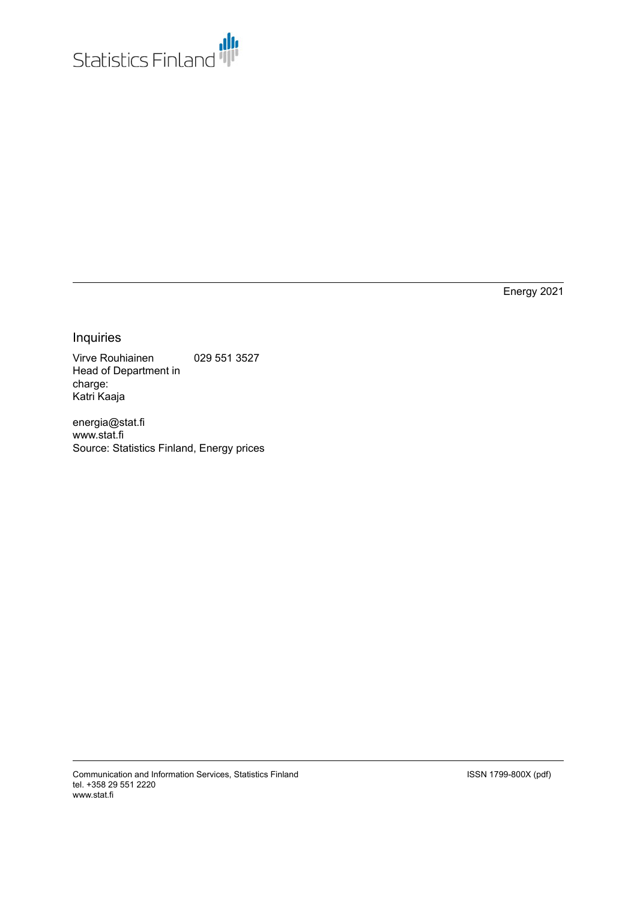Statistics Finland

Energy 2021

## Inquiries

| | |
|---|---|
| Vorname Rouhiainen | 029 551 3527 |
| Head of Department in charge: Katri Kaaja | |

energia@stat.fi
www.stat.fi
Source: Statistics Finland, Energy prices

Communication and Information Services, Statistics Finland
tel. +358 29 551 2220
www.stat.fi

ISSN 1799-800X (pdf)

Statistics Finland

Energy 2021

## Inquiries

| | |
|---|---|
| Virve Rouhiainen | 029 551 3527 |
| Head of Department in charge: Katri Kaaja | |

energia@stat.fi
www.stat.fi
Source: Statistics Finland, Energy prices

Communication and Information Services, Statistics Finland
tel. +358 29 551 2220
www.stat.fi

ISSN 1799-800X (pdf)